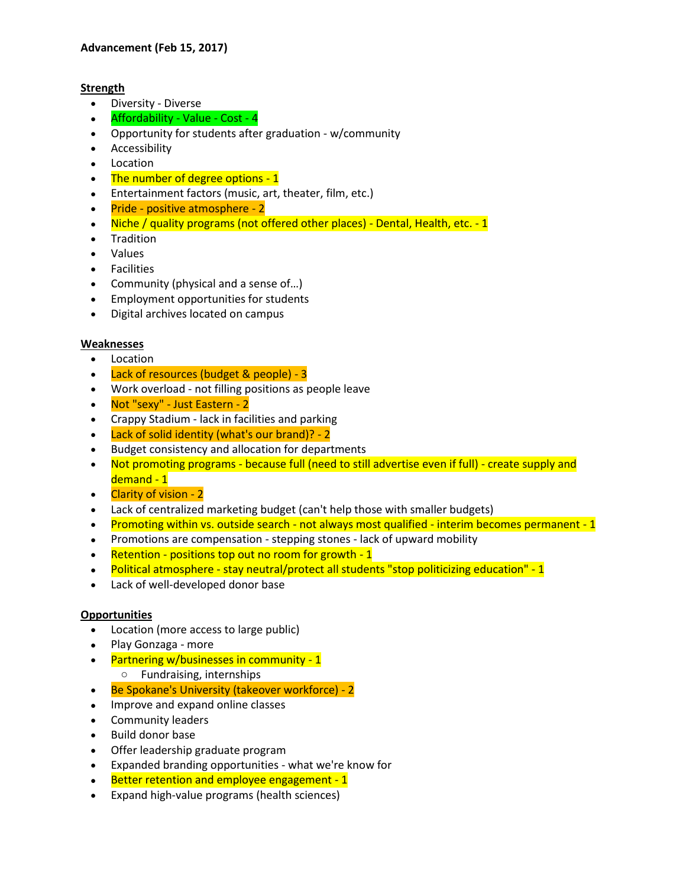**Advancement (Feb 15, 2017)**

**Strength**

- Diversity - Diverse
- Affordability - Value - Cost - 4
- Opportunity for students after graduation - w/community
- Accessibility
- Location
- The number of degree options - 1
- Entertainment factors (music, art, theater, film, etc.)
- Pride - positive atmosphere - 2
- Niche / quality programs (not offered other places) - Dental, Health, etc. - 1
- Tradition
- Values
- Facilities
- Community (physical and a sense of…)
- Employment opportunities for students
- Digital archives located on campus

**Weaknesses**

- Location
- Lack of resources (budget & people) - 3
- Work overload - not filling positions as people leave
- Not "sexy" - Just Eastern - 2
- Crappy Stadium - lack in facilities and parking
- Lack of solid identity (what's our brand)? - 2
- Budget consistency and allocation for departments
- Not promoting programs - because full (need to still advertise even if full) - create supply and demand - 1
- Clarity of vision - 2
- Lack of centralized marketing budget (can't help those with smaller budgets)
- Promoting within vs. outside search - not always most qualified - interim becomes permanent - 1
- Promotions are compensation - stepping stones - lack of upward mobility
- Retention - positions top out no room for growth - 1
- Political atmosphere - stay neutral/protect all students "stop politicizing education" - 1
- Lack of well-developed donor base

**Opportunities**

- Location (more access to large public)
- Play Gonzaga - more
- Partnering w/businesses in community - 1
    - Fundraising, internships
- Be Spokane's University (takeover workforce) - 2
- Improve and expand online classes
- Community leaders
- Build donor base
- Offer leadership graduate program
- Expanded branding opportunities - what we're know for
- Better retention and employee engagement - 1
- Expand high-value programs (health sciences)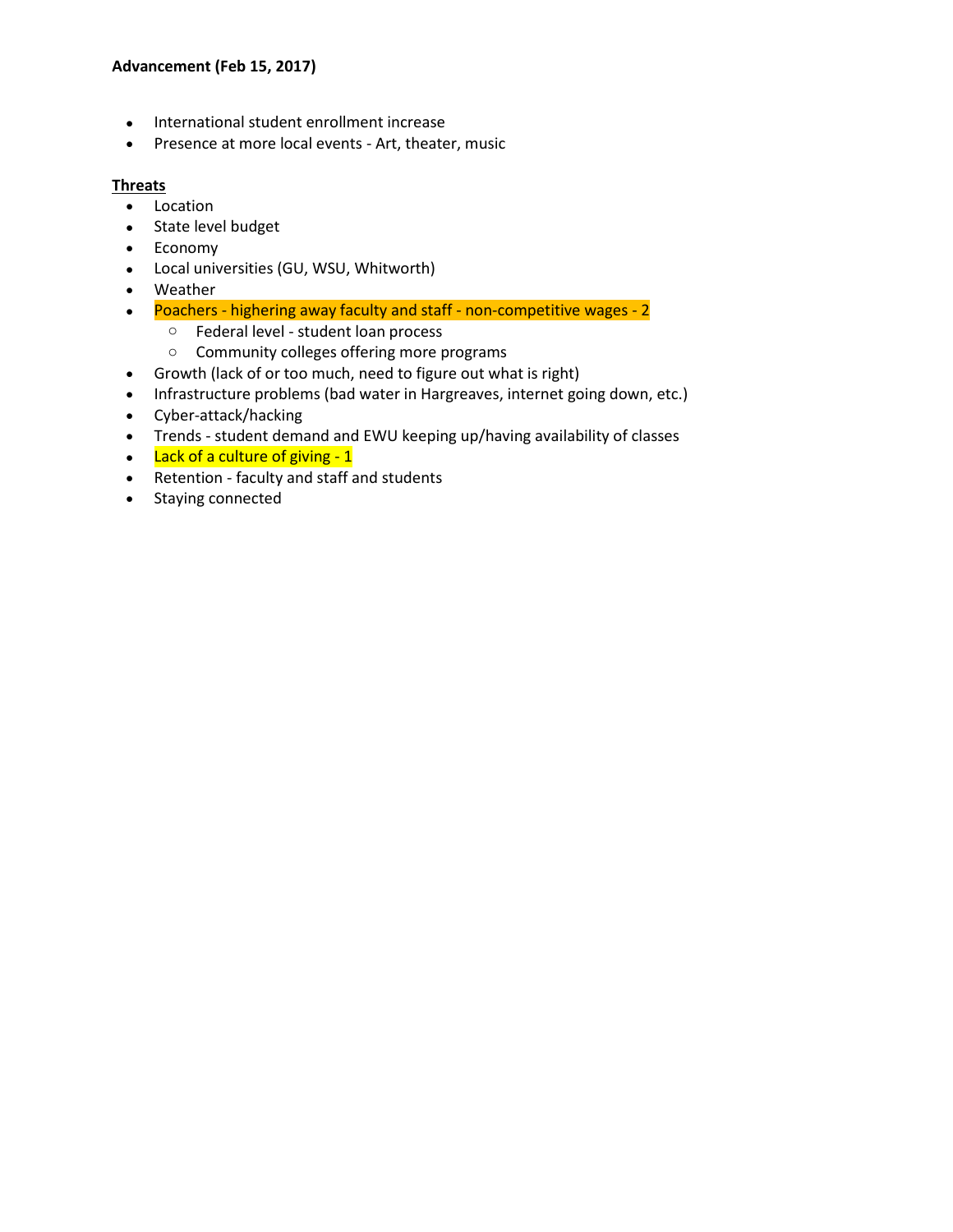**Advancement (Feb 15, 2017)**

- International student enrollment increase
- Presence at more local events - Art, theater, music

**Threats**

- Location
- State level budget
- Economy
- Local universities (GU, WSU, Whitworth)
- Weather
- Poachers - highering away faculty and staff - non-competitive wages - 2
    - Federal level - student loan process
    - Community colleges offering more programs
- Growth (lack of or too much, need to figure out what is right)
- Infrastructure problems (bad water in Hargreaves, internet going down, etc.)
- Cyber-attack/hacking
- Trends - student demand and EWU keeping up/having availability of classes
- Lack of a culture of giving - 1
- Retention - faculty and staff and students
- Staying connected